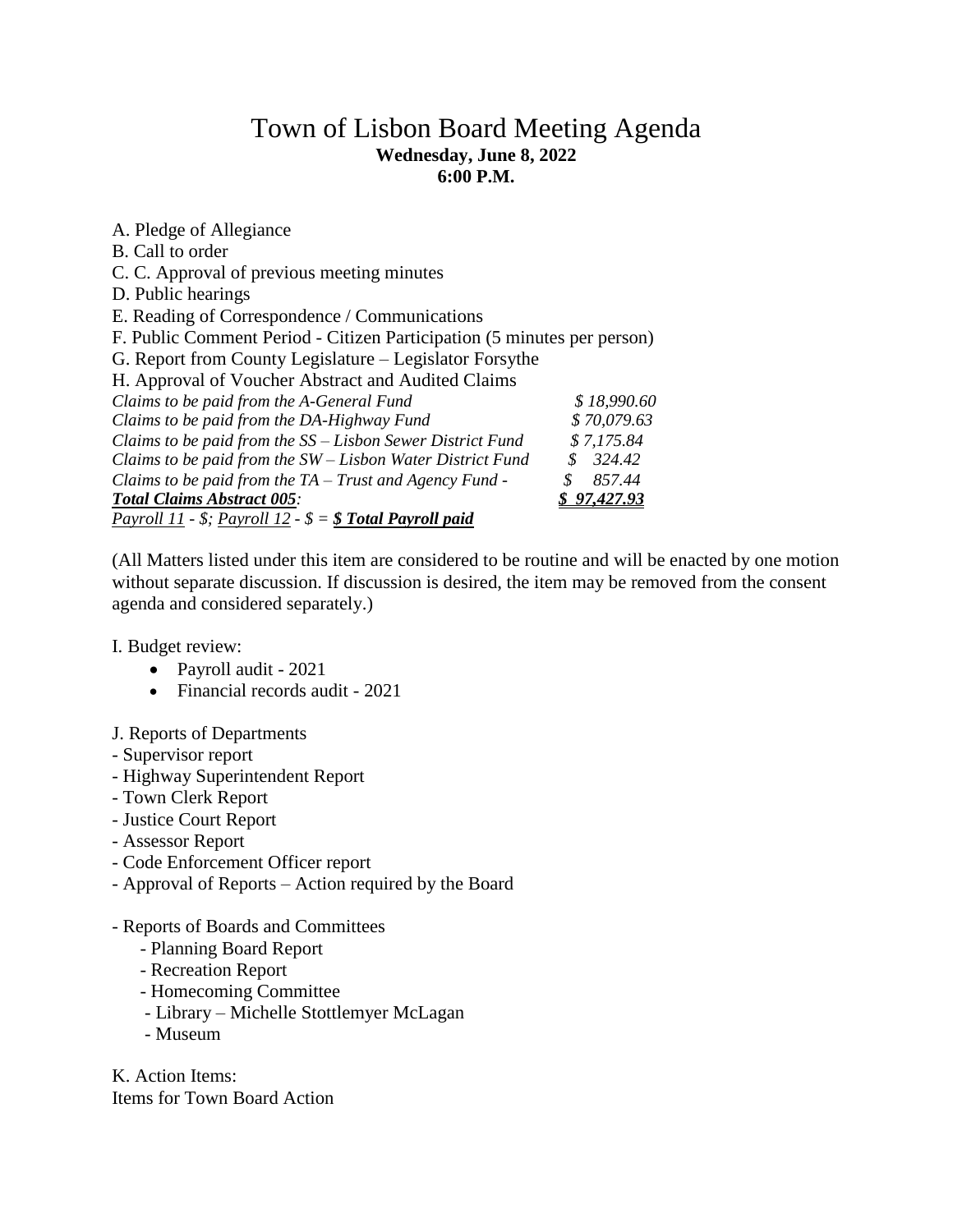# Town of Lisbon Board Meeting Agenda

**Wednesday, June 8, 2022**
**6:00 P.M.**

A. Pledge of Allegiance
B. Call to order
C. C. Approval of previous meeting minutes
D. Public hearings
E. Reading of Correspondence / Communications
F. Public Comment Period - Citizen Participation (5 minutes per person)
G. Report from County Legislature – Legislator Forsythe
H. Approval of Voucher Abstract and Audited Claims

| | |
|---|---|
| *Claims to be paid from the A-General Fund* | *$ 18,990.60* |
| *Claims to be paid from the DA-Highway Fund* | *$ 70,079.63* |
| *Claims to be paid from the SS – Lisbon Sewer District Fund* | *$ 7,175.84* |
| *Claims to be paid from the SW – Lisbon Water District Fund* | *$ 324.42* |
| *Claims to be paid from the TA – Trust and Agency Fund -* | *$ 857.44* |
| ***Total Claims Abstract 005:*** | ***$ 97,427.93*** |

*Payroll 11 - $; Payroll 12 - $ =* ***$ Total Payroll paid***

(All Matters listed under this item are considered to be routine and will be enacted by one motion without separate discussion. If discussion is desired, the item may be removed from the consent agenda and considered separately.)

I. Budget review:

- Payroll audit - 2021
- Financial records audit - 2021

J. Reports of Departments
- Supervisor report
- Highway Superintendent Report
- Town Clerk Report
- Justice Court Report
- Assessor Report
- Code Enforcement Officer report
- Approval of Reports – Action required by the Board

- Reports of Boards and Committees
  - Planning Board Report
  - Recreation Report
  - Homecoming Committee
  - Library – Michelle Stottlemyer McLagan
  - Museum

K. Action Items:
Items for Town Board Action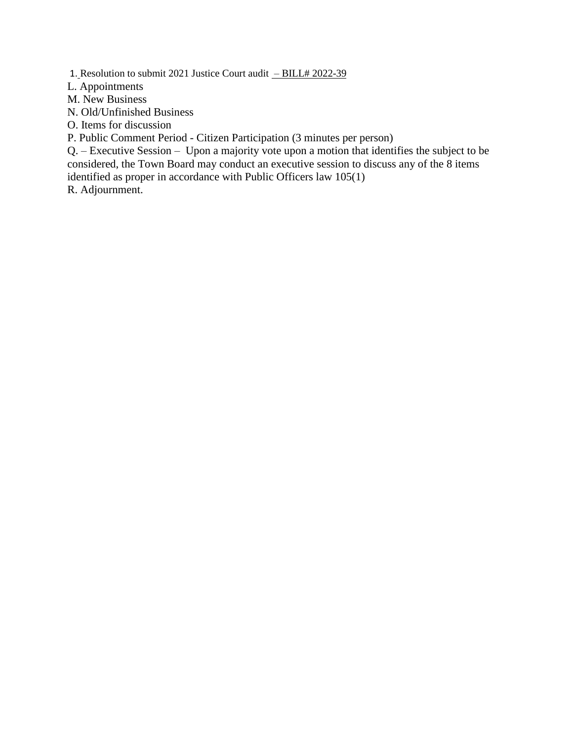1. Resolution to submit 2021 Justice Court audit – BILL# 2022-39

L. Appointments

M. New Business

N. Old/Unfinished Business

O. Items for discussion

P. Public Comment Period - Citizen Participation (3 minutes per person)

Q. – Executive Session – Upon a majority vote upon a motion that identifies the subject to be considered, the Town Board may conduct an executive session to discuss any of the 8 items identified as proper in accordance with Public Officers law 105(1)

R. Adjournment.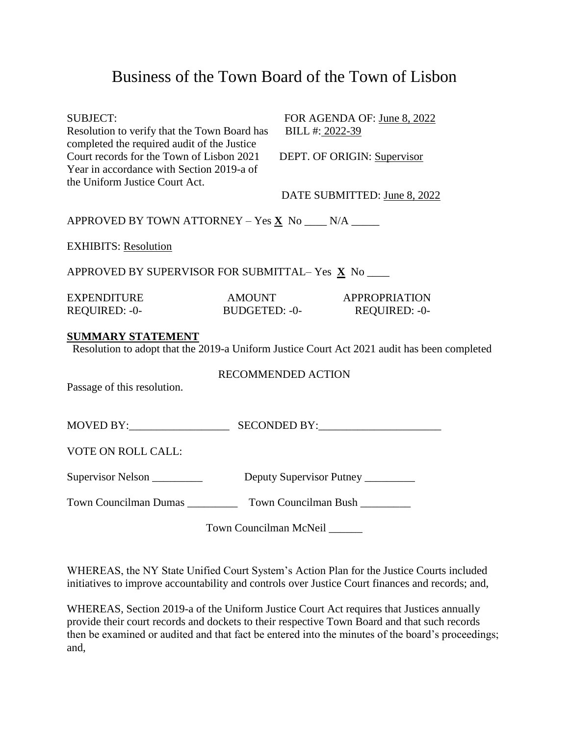# Business of the Town Board of the Town of Lisbon

SUBJECT:
Resolution to verify that the Town Board has completed the required audit of the Justice Court records for the Town of Lisbon 2021 Year in accordance with Section 2019-a of the Uniform Justice Court Act.

FOR AGENDA OF: June 8, 2022
BILL #: 2022-39

DEPT. OF ORIGIN: Supervisor

DATE SUBMITTED: June 8, 2022

APPROVED BY TOWN ATTORNEY – Yes **X** No ____ N/A _____

EXHIBITS: Resolution

APPROVED BY SUPERVISOR FOR SUBMITTAL– Yes **X** No ____

| EXPENDITURE REQUIRED: -0- | AMOUNT BUDGETED: -0- | APPROPRIATION REQUIRED: -0- |
|---|---|---|

**SUMMARY STATEMENT**

Resolution to adopt that the 2019-a Uniform Justice Court Act 2021 audit has been completed

RECOMMENDED ACTION

Passage of this resolution.

MOVED BY:__________________ SECONDED BY:______________________

VOTE ON ROLL CALL:

Supervisor Nelson _________ Deputy Supervisor Putney _________

Town Councilman Dumas _________ Town Councilman Bush _________

Town Councilman McNeil ______

WHEREAS, the NY State Unified Court System's Action Plan for the Justice Courts included initiatives to improve accountability and controls over Justice Court finances and records; and,

WHEREAS, Section 2019-a of the Uniform Justice Court Act requires that Justices annually provide their court records and dockets to their respective Town Board and that such records then be examined or audited and that fact be entered into the minutes of the board's proceedings; and,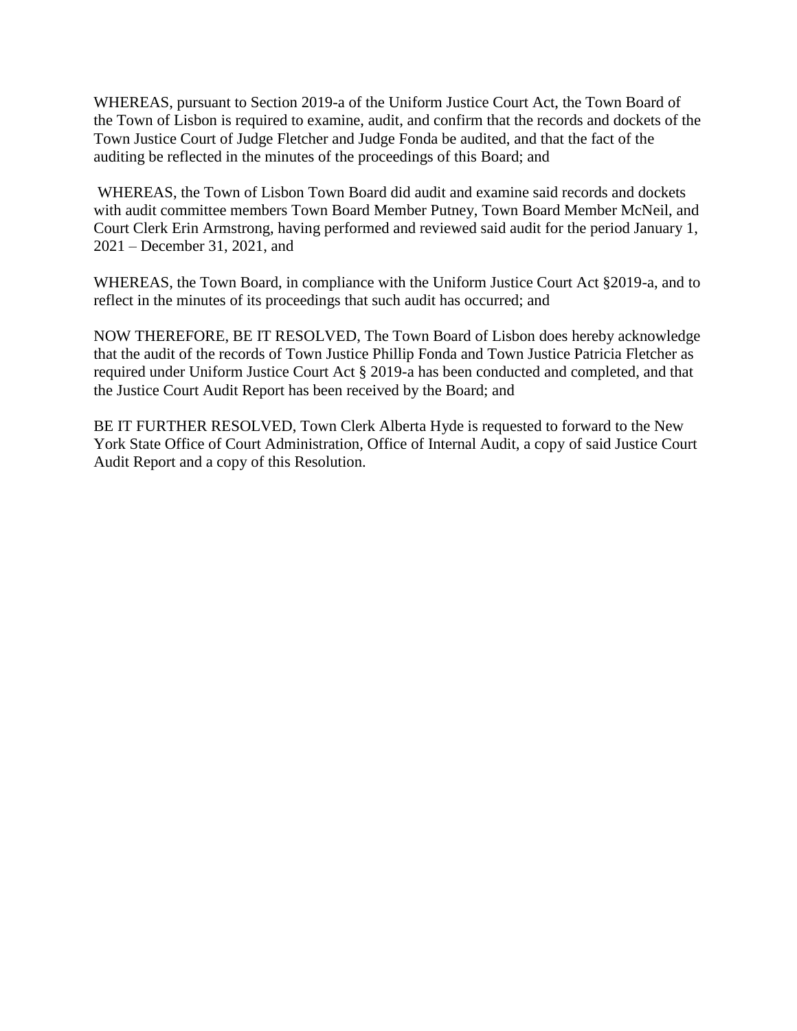WHEREAS, pursuant to Section 2019-a of the Uniform Justice Court Act, the Town Board of the Town of Lisbon is required to examine, audit, and confirm that the records and dockets of the Town Justice Court of Judge Fletcher and Judge Fonda be audited, and that the fact of the auditing be reflected in the minutes of the proceedings of this Board; and

WHEREAS, the Town of Lisbon Town Board did audit and examine said records and dockets with audit committee members Town Board Member Putney, Town Board Member McNeil, and Court Clerk Erin Armstrong, having performed and reviewed said audit for the period January 1, 2021 – December 31, 2021, and

WHEREAS, the Town Board, in compliance with the Uniform Justice Court Act §2019-a, and to reflect in the minutes of its proceedings that such audit has occurred; and

NOW THEREFORE, BE IT RESOLVED, The Town Board of Lisbon does hereby acknowledge that the audit of the records of Town Justice Phillip Fonda and Town Justice Patricia Fletcher as required under Uniform Justice Court Act § 2019-a has been conducted and completed, and that the Justice Court Audit Report has been received by the Board; and

BE IT FURTHER RESOLVED, Town Clerk Alberta Hyde is requested to forward to the New York State Office of Court Administration, Office of Internal Audit, a copy of said Justice Court Audit Report and a copy of this Resolution.